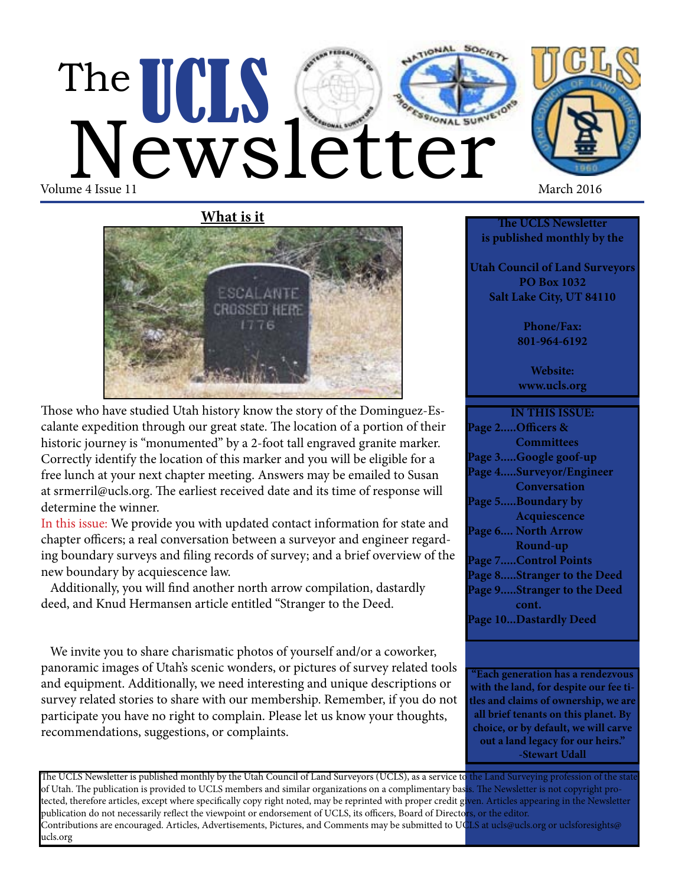# The UCLS Newsletter

Volume 4 Issue 11 — March 2016

## What is it

Those who have studied Utah history know the story of the Dominguez-Escalante expedition through our great state. The location of a portion of their historic journey is "monumented" by a 2-foot tall engraved granite marker. Correctly identify the location of this marker and you will be eligible for a free lunch at your next chapter meeting. Answers may be emailed to Susan at srmerril@ucls.org. The earliest received date and its time of response will determine the winner.

In this issue: We provide you with updated contact information for state and chapter officers; a real conversation between a surveyor and engineer regarding boundary surveys and filing records of survey; and a brief overview of the new boundary by acquiescence law.

Additionally, you will find another north arrow compilation, dastardly deed, and Knud Hermansen article entitled "Stranger to the Deed.

We invite you to share charismatic photos of yourself and/or a coworker, panoramic images of Utah's scenic wonders, or pictures of survey related tools and equipment. Additionally, we need interesting and unique descriptions or survey related stories to share with our membership. Remember, if you do not participate you have no right to complain. Please let us know your thoughts, recommendations, suggestions, or complaints.

**The UCLS Newsletter is published monthly by the**

**Utah Council of Land Surveyors**
**PO Box 1032**
**Salt Lake City, UT 84110**

**Phone/Fax:**
**801-964-6192**

**Website:**
**www.ucls.org**

**IN THIS ISSUE:**

- Page 2.....Officers & Committees
- Page 3.....Google goof-up
- Page 4.....Surveyor/Engineer Conversation
- Page 5.....Boundary by Acquiescence
- Page 6.... North Arrow Round-up
- Page 7.....Control Points
- Page 8.....Stranger to the Deed
- Page 9.....Stranger to the Deed cont.
- Page 10...Dastardly Deed

**"Each generation has a rendezvous with the land, for despite our fee titles and claims of ownership, we are all brief tenants on this planet. By choice, or by default, we will carve out a land legacy for our heirs." -Stewart Udall**

The UCLS Newsletter is published monthly by the Utah Council of Land Surveyors (UCLS), as a service to the Land Surveying profession of the state of Utah. The publication is provided to UCLS members and similar organizations on a complimentary basis. The Newsletter is not copyright protected, therefore articles, except where specifically copy right noted, may be reprinted with proper credit given. Articles appearing in the Newsletter publication do not necessarily reflect the viewpoint or endorsement of UCLS, its officers, Board of Directors, or the editor.
Contributions are encouraged. Articles, Advertisements, Pictures, and Comments may be submitted to UCLS at ucls@ucls.org or uclsforesights@ucls.org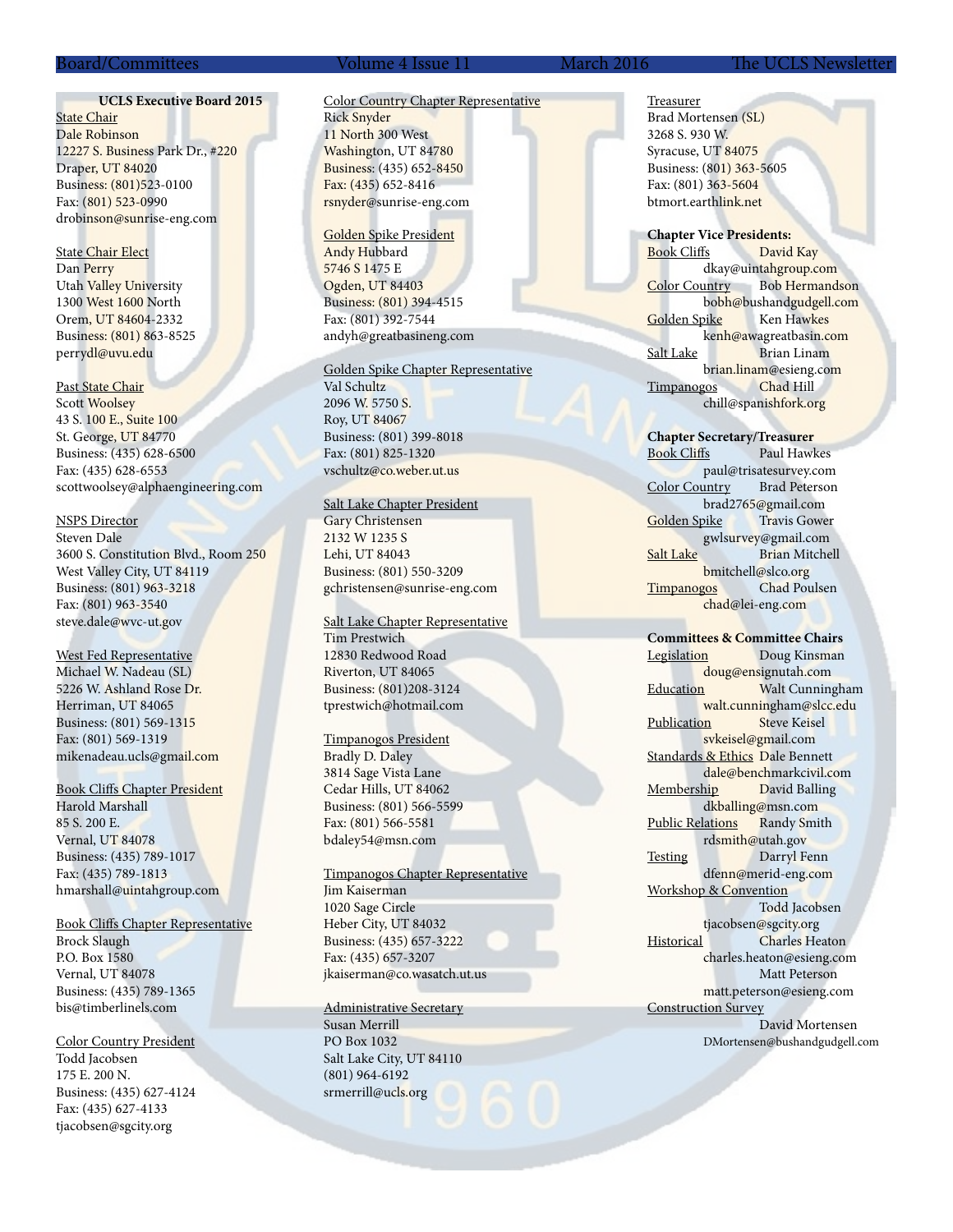**UCLS Executive Board 2015**

State Chair
Dale Robinson
12227 S. Business Park Dr., #220
Draper, UT 84020
Business: (801)523-0100
Fax: (801) 523-0990
drobinson@sunrise-eng.com

State Chair Elect
Dan Perry
Utah Valley University
1300 West 1600 North
Orem, UT 84604-2332
Business: (801) 863-8525
perrydl@uvu.edu

Past State Chair
Scott Woolsey
43 S. 100 E., Suite 100
St. George, UT 84770
Business: (435) 628-6500
Fax: (435) 628-6553
scottwoolsey@alphaengineering.com

NSPS Director
Steven Dale
3600 S. Constitution Blvd., Room 250
West Valley City, UT 84119
Business: (801) 963-3218
Fax: (801) 963-3540
steve.dale@wvc-ut.gov

West Fed Representative
Michael W. Nadeau (SL)
5226 W. Ashland Rose Dr.
Herriman, UT 84065
Business: (801) 569-1315
Fax: (801) 569-1319
mikenadeau.ucls@gmail.com

Book Cliffs Chapter President
Harold Marshall
85 S. 200 E.
Vernal, UT 84078
Business: (435) 789-1017
Fax: (435) 789-1813
hmarshall@uintahgroup.com

Book Cliffs Chapter Representative
Brock Slaugh
P.O. Box 1580
Vernal, UT 84078
Business: (435) 789-1365
bis@timberlinels.com

Color Country President
Todd Jacobsen
175 E. 200 N.
Business: (435) 627-4124
Fax: (435) 627-4133
tjacobsen@sgcity.org

Color Country Chapter Representative
Rick Snyder
11 North 300 West
Washington, UT 84780
Business: (435) 652-8450
Fax: (435) 652-8416
rsnyder@sunrise-eng.com

Golden Spike President
Andy Hubbard
5746 S 1475 E
Ogden, UT 84403
Business: (801) 394-4515
Fax: (801) 392-7544
andyh@greatbasineng.com

Golden Spike Chapter Representative
Val Schultz
2096 W. 5750 S.
Roy, UT 84067
Business: (801) 399-8018
Fax: (801) 825-1320
vschultz@co.weber.ut.us

Salt Lake Chapter President
Gary Christensen
2132 W 1235 S
Lehi, UT 84043
Business: (801) 550-3209
gchristensen@sunrise-eng.com

Salt Lake Chapter Representative
Tim Prestwich
12830 Redwood Road
Riverton, UT 84065
Business: (801)208-3124
tprestwich@hotmail.com

Timpanogos President
Bradly D. Daley
3814 Sage Vista Lane
Cedar Hills, UT 84062
Business: (801) 566-5599
Fax: (801) 566-5581
bdaley54@msn.com

Timpanogos Chapter Representative
Jim Kaiserman
1020 Sage Circle
Heber City, UT 84032
Business: (435) 657-3222
Fax: (435) 657-3207
jkaiserman@co.wasatch.ut.us

Administrative Secretary
Susan Merrill
PO Box 1032
Salt Lake City, UT 84110
(801) 964-6192
srmerrill@ucls.org

Treasurer
Brad Mortensen (SL)
3268 S. 930 W.
Syracuse, UT 84075
Business: (801) 363-5605
Fax: (801) 363-5604
btmort.earthlink.net

**Chapter Vice Presidents:**

Book Cliffs — David Kay
dkay@uintahgroup.com
Color Country — Bob Hermandson
bobh@bushandgudgell.com
Golden Spike — Ken Hawkes
kenh@awagreatbasin.com
Salt Lake — Brian Linam
brian.linam@esieng.com
Timpanogos — Chad Hill
chill@spanishfork.org

**Chapter Secretary/Treasurer**

Book Cliffs — Paul Hawkes
paul@trisatesurvey.com
Color Country — Brad Peterson
brad2765@gmail.com
Golden Spike — Travis Gower
gwlsurvey@gmail.com
Salt Lake — Brian Mitchell
bmitchell@slco.org
Timpanogos — Chad Poulsen
chad@lei-eng.com

**Committees & Committee Chairs**

Legislation — Doug Kinsman
doug@ensignutah.com
Education — Walt Cunningham
walt.cunningham@slcc.edu
Publication — Steve Keisel
svkeisel@gmail.com
Standards & Ethics — Dale Bennett
dale@benchmarkcivil.com
Membership — David Balling
dkballing@msn.com
Public Relations — Randy Smith
rdsmith@utah.gov
Testing — Darryl Fenn
dfenn@merid-eng.com
Workshop & Convention — Todd Jacobsen
tjacobsen@sgcity.org
Historical — Charles Heaton
charles.heaton@esieng.com
Matt Peterson
matt.peterson@esieng.com
Construction Survey — David Mortensen
DMortensen@bushandgudgell.com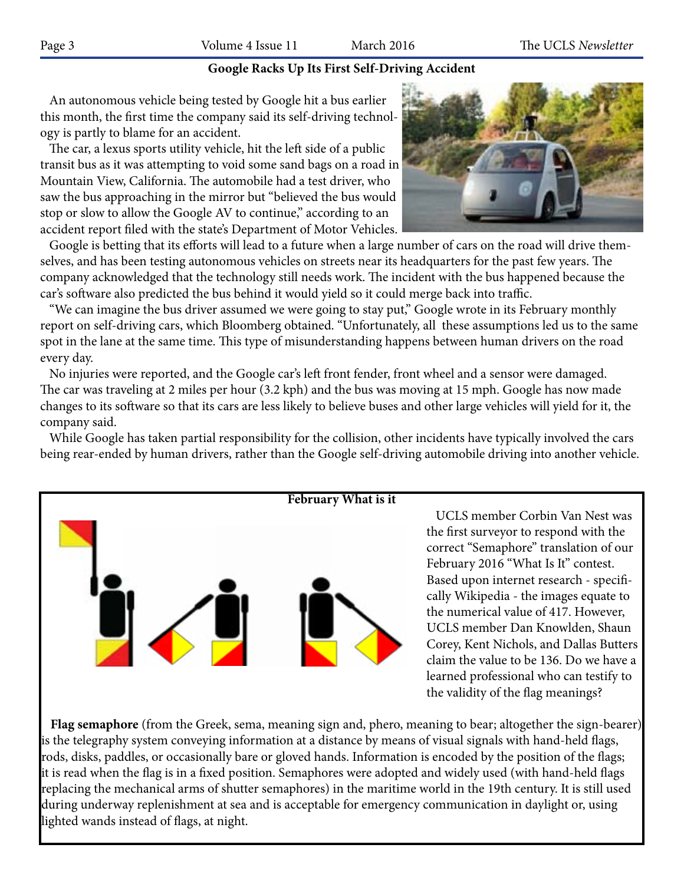## Google Racks Up Its First Self-Driving Accident

An autonomous vehicle being tested by Google hit a bus earlier this month, the first time the company said its self-driving technology is partly to blame for an accident.

The car, a lexus sports utility vehicle, hit the left side of a public transit bus as it was attempting to void some sand bags on a road in Mountain View, California. The automobile had a test driver, who saw the bus approaching in the mirror but "believed the bus would stop or slow to allow the Google AV to continue," according to an accident report filed with the state's Department of Motor Vehicles.

Google is betting that its efforts will lead to a future when a large number of cars on the road will drive themselves, and has been testing autonomous vehicles on streets near its headquarters for the past few years. The company acknowledged that the technology still needs work. The incident with the bus happened because the car's software also predicted the bus behind it would yield so it could merge back into traffic.

"We can imagine the bus driver assumed we were going to stay put," Google wrote in its February monthly report on self-driving cars, which Bloomberg obtained. "Unfortunately, all these assumptions led us to the same spot in the lane at the same time. This type of misunderstanding happens between human drivers on the road every day.

No injuries were reported, and the Google car's left front fender, front wheel and a sensor were damaged. The car was traveling at 2 miles per hour (3.2 kph) and the bus was moving at 15 mph. Google has now made changes to its software so that its cars are less likely to believe buses and other large vehicles will yield for it, the company said.

While Google has taken partial responsibility for the collision, other incidents have typically involved the cars being rear-ended by human drivers, rather than the Google self-driving automobile driving into another vehicle.

## February What is it

UCLS member Corbin Van Nest was the first surveyor to respond with the correct "Semaphore" translation of our February 2016 "What Is It" contest. Based upon internet research - specifically Wikipedia - the images equate to the numerical value of 417. However, UCLS member Dan Knowlden, Shaun Corey, Kent Nichols, and Dallas Butters claim the value to be 136. Do we have a learned professional who can testify to the validity of the flag meanings?

**Flag semaphore** (from the Greek, sema, meaning sign and, phero, meaning to bear; altogether the sign-bearer) is the telegraphy system conveying information at a distance by means of visual signals with hand-held flags, rods, disks, paddles, or occasionally bare or gloved hands. Information is encoded by the position of the flags; it is read when the flag is in a fixed position. Semaphores were adopted and widely used (with hand-held flags replacing the mechanical arms of shutter semaphores) in the maritime world in the 19th century. It is still used during underway replenishment at sea and is acceptable for emergency communication in daylight or, using lighted wands instead of flags, at night.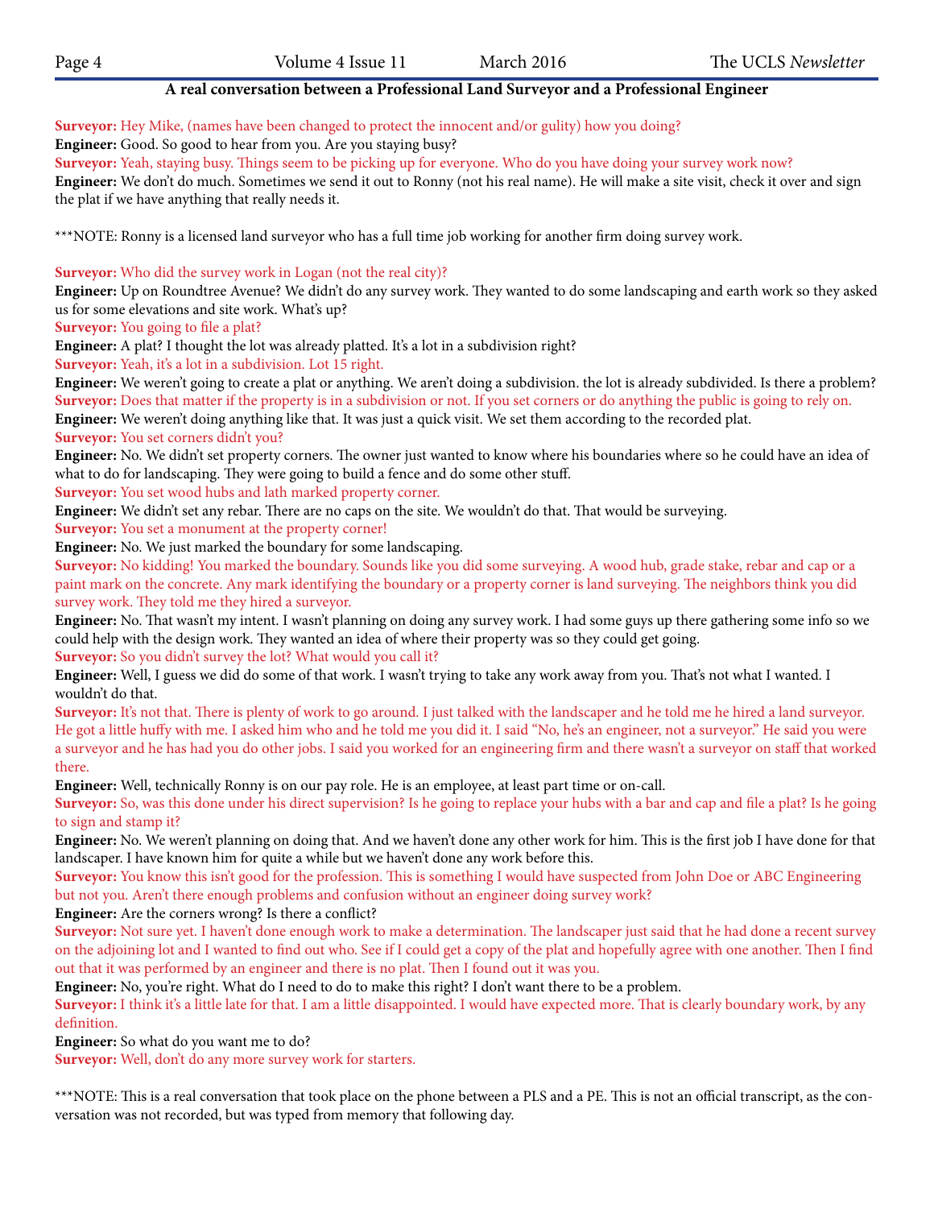**A real conversation between a Professional Land Surveyor and a Professional Engineer**

**Surveyor:** Hey Mike, (names have been changed to protect the innocent and/or gulity) how you doing?

**Engineer:** Good. So good to hear from you. Are you staying busy?

**Surveyor:** Yeah, staying busy. Things seem to be picking up for everyone. Who do you have doing your survey work now?

**Engineer:** We don't do much. Sometimes we send it out to Ronny (not his real name). He will make a site visit, check it over and sign the plat if we have anything that really needs it.

***NOTE: Ronny is a licensed land surveyor who has a full time job working for another firm doing survey work.

**Surveyor:** Who did the survey work in Logan (not the real city)?

**Engineer:** Up on Roundtree Avenue? We didn't do any survey work. They wanted to do some landscaping and earth work so they asked us for some elevations and site work. What's up?

**Surveyor:** You going to file a plat?

**Engineer:** A plat? I thought the lot was already platted. It's a lot in a subdivision right?

**Surveyor:** Yeah, it's a lot in a subdivision. Lot 15 right.

**Engineer:** We weren't going to create a plat or anything. We aren't doing a subdivision. the lot is already subdivided. Is there a problem?

**Surveyor:** Does that matter if the property is in a subdivision or not. If you set corners or do anything the public is going to rely on.

**Engineer:** We weren't doing anything like that. It was just a quick visit. We set them according to the recorded plat.

**Surveyor:** You set corners didn't you?

**Engineer:** No. We didn't set property corners. The owner just wanted to know where his boundaries where so he could have an idea of what to do for landscaping. They were going to build a fence and do some other stuff.

**Surveyor:** You set wood hubs and lath marked property corner.

**Engineer:** We didn't set any rebar. There are no caps on the site. We wouldn't do that. That would be surveying.

**Surveyor:** You set a monument at the property corner!

**Engineer:** No. We just marked the boundary for some landscaping.

**Surveyor:** No kidding! You marked the boundary. Sounds like you did some surveying. A wood hub, grade stake, rebar and cap or a paint mark on the concrete. Any mark identifying the boundary or a property corner is land surveying. The neighbors think you did survey work. They told me they hired a surveyor.

**Engineer:** No. That wasn't my intent. I wasn't planning on doing any survey work. I had some guys up there gathering some info so we could help with the design work. They wanted an idea of where their property was so they could get going.

**Surveyor:** So you didn't survey the lot? What would you call it?

**Engineer:** Well, I guess we did do some of that work. I wasn't trying to take any work away from you. That's not what I wanted. I wouldn't do that.

**Surveyor:** It's not that. There is plenty of work to go around. I just talked with the landscaper and he told me he hired a land surveyor. He got a little huffy with me. I asked him who and he told me you did it. I said "No, he's an engineer, not a surveyor." He said you were a surveyor and he has had you do other jobs. I said you worked for an engineering firm and there wasn't a surveyor on staff that worked there.

**Engineer:** Well, technically Ronny is on our pay role. He is an employee, at least part time or on-call.

**Surveyor:** So, was this done under his direct supervision? Is he going to replace your hubs with a bar and cap and file a plat? Is he going to sign and stamp it?

**Engineer:** No. We weren't planning on doing that. And we haven't done any other work for him. This is the first job I have done for that landscaper. I have known him for quite a while but we haven't done any work before this.

**Surveyor:** You know this isn't good for the profession. This is something I would have suspected from John Doe or ABC Engineering but not you. Aren't there enough problems and confusion without an engineer doing survey work?

**Engineer:** Are the corners wrong? Is there a conflict?

**Surveyor:** Not sure yet. I haven't done enough work to make a determination. The landscaper just said that he had done a recent survey on the adjoining lot and I wanted to find out who. See if I could get a copy of the plat and hopefully agree with one another. Then I find out that it was performed by an engineer and there is no plat. Then I found out it was you.

**Engineer:** No, you're right. What do I need to do to make this right? I don't want there to be a problem.

**Surveyor:** I think it's a little late for that. I am a little disappointed. I would have expected more. That is clearly boundary work, by any definition.

**Engineer:** So what do you want me to do?

**Surveyor:** Well, don't do any more survey work for starters.

***NOTE: This is a real conversation that took place on the phone between a PLS and a PE. This is not an official transcript, as the conversation was not recorded, but was typed from memory that following day.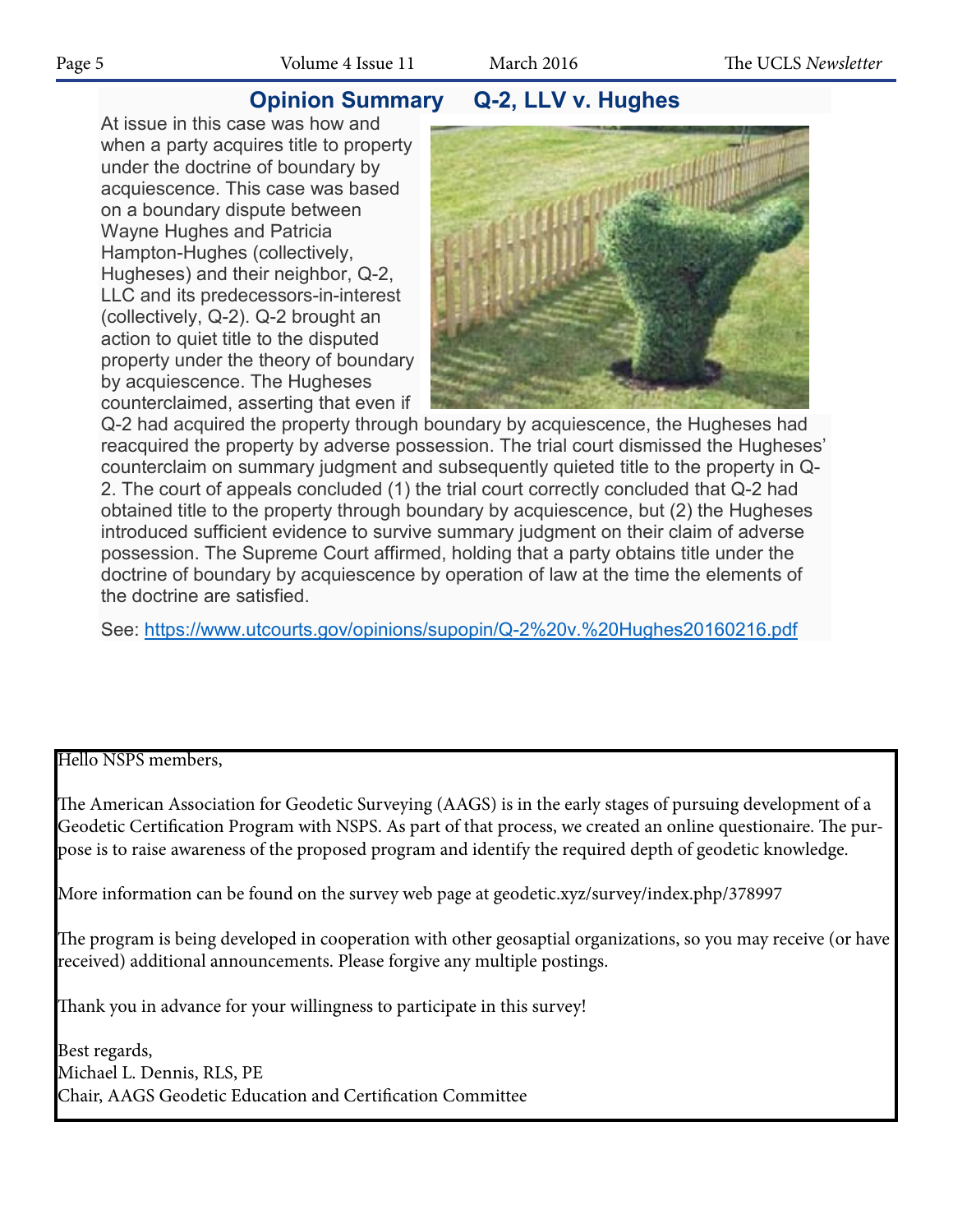## Opinion Summary Q-2, LLV v. Hughes

At issue in this case was how and when a party acquires title to property under the doctrine of boundary by acquiescence. This case was based on a boundary dispute between Wayne Hughes and Patricia Hampton-Hughes (collectively, Hugheses) and their neighbor, Q-2, LLC and its predecessors-in-interest (collectively, Q-2). Q-2 brought an action to quiet title to the disputed property under the theory of boundary by acquiescence. The Hugheses counterclaimed, asserting that even if Q-2 had acquired the property through boundary by acquiescence, the Hugheses had reacquired the property by adverse possession. The trial court dismissed the Hugheses' counterclaim on summary judgment and subsequently quieted title to the property in Q-2. The court of appeals concluded (1) the trial court correctly concluded that Q-2 had obtained title to the property through boundary by acquiescence, but (2) the Hugheses introduced sufficient evidence to survive summary judgment on their claim of adverse possession. The Supreme Court affirmed, holding that a party obtains title under the doctrine of boundary by acquiescence by operation of law at the time the elements of the doctrine are satisfied.

See: https://www.utcourts.gov/opinions/supopin/Q-2%20v.%20Hughes20160216.pdf

---

Hello NSPS members,

The American Association for Geodetic Surveying (AAGS) is in the early stages of pursuing development of a Geodetic Certification Program with NSPS. As part of that process, we created an online questionaire. The purpose is to raise awareness of the proposed program and identify the required depth of geodetic knowledge.

More information can be found on the survey web page at geodetic.xyz/survey/index.php/378997

The program is being developed in cooperation with other geosaptial organizations, so you may receive (or have received) additional announcements. Please forgive any multiple postings.

Thank you in advance for your willingness to participate in this survey!

Best regards,
Michael L. Dennis, RLS, PE
Chair, AAGS Geodetic Education and Certification Committee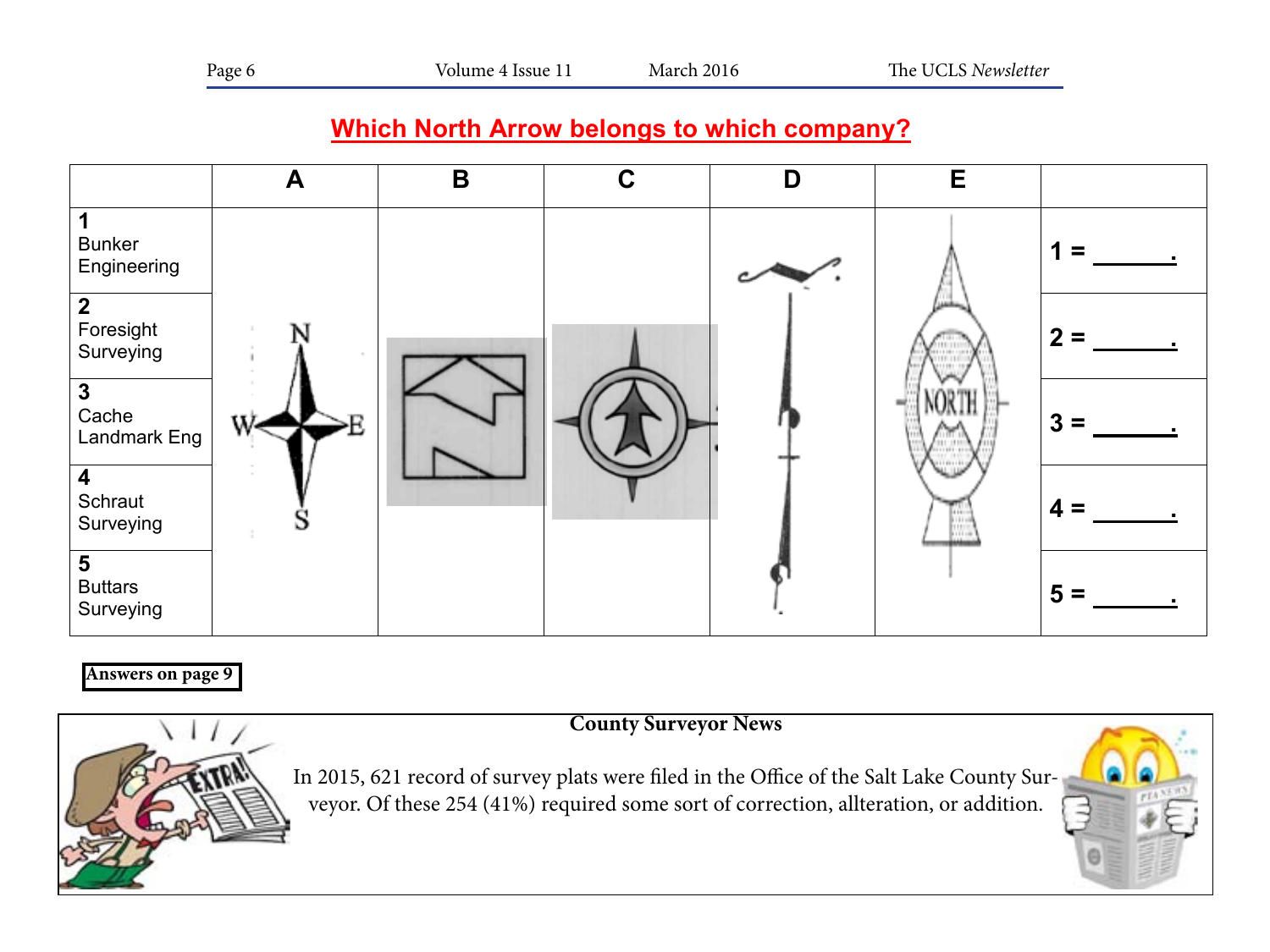## Which North Arrow belongs to which company?

| | A | B | C | D | E | |
|---|---|---|---|---|---|---|
| **1** Bunker Engineering | | | | | | **1 = ______.** |
| **2** Foresight Surveying | | | | | | **2 = ______.** |
| **3** Cache Landmark Eng | | | | | | **3 = ______.** |
| **4** Schraut Surveying | | | | | | **4 = ______.** |
| **5** Buttars Surveying | | | | | | **5 = ______.** |

**Answers on page 9**

**County Surveyor News**

In 2015, 621 record of survey plats were filed in the Office of the Salt Lake County Surveyor. Of these 254 (41%) required some sort of correction, allteration, or addition.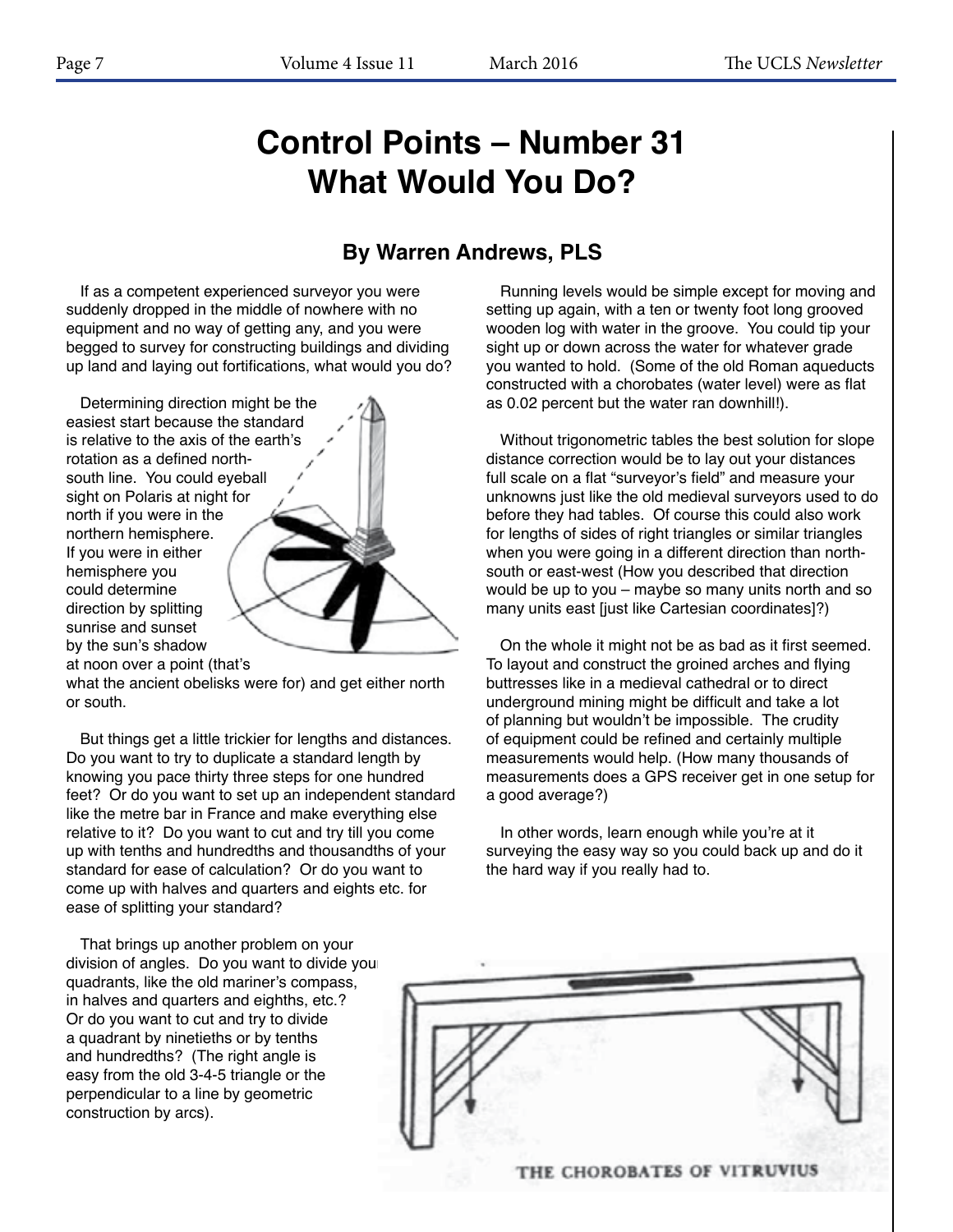# Control Points – Number 31
# What Would You Do?

## By Warren Andrews, PLS

If as a competent experienced surveyor you were suddenly dropped in the middle of nowhere with no equipment and no way of getting any, and you were begged to survey for constructing buildings and dividing up land and laying out fortifications, what would you do?

Determining direction might be the easiest start because the standard is relative to the axis of the earth's rotation as a defined north-south line. You could eyeball sight on Polaris at night for north if you were in the northern hemisphere. If you were in either hemisphere you could determine direction by splitting sunrise and sunset by the sun's shadow at noon over a point (that's what the ancient obelisks were for) and get either north or south.

But things get a little trickier for lengths and distances. Do you want to try to duplicate a standard length by knowing you pace thirty three steps for one hundred feet? Or do you want to set up an independent standard like the metre bar in France and make everything else relative to it? Do you want to cut and try till you come up with tenths and hundredths and thousandths of your standard for ease of calculation? Or do you want to come up with halves and quarters and eights etc. for ease of splitting your standard?

That brings up another problem on your division of angles. Do you want to divide your quadrants, like the old mariner's compass, in halves and quarters and eighths, etc.? Or do you want to cut and try to divide a quadrant by ninetieths or by tenths and hundredths? (The right angle is easy from the old 3-4-5 triangle or the perpendicular to a line by geometric construction by arcs).

Running levels would be simple except for moving and setting up again, with a ten or twenty foot long grooved wooden log with water in the groove. You could tip your sight up or down across the water for whatever grade you wanted to hold. (Some of the old Roman aqueducts constructed with a chorobates (water level) were as flat as 0.02 percent but the water ran downhill!).

Without trigonometric tables the best solution for slope distance correction would be to lay out your distances full scale on a flat "surveyor's field" and measure your unknowns just like the old medieval surveyors used to do before they had tables. Of course this could also work for lengths of sides of right triangles or similar triangles when you were going in a different direction than north-south or east-west (How you described that direction would be up to you – maybe so many units north and so many units east [just like Cartesian coordinates]?)

On the whole it might not be as bad as it first seemed. To layout and construct the groined arches and flying buttresses like in a medieval cathedral or to direct underground mining might be difficult and take a lot of planning but wouldn't be impossible. The crudity of equipment could be refined and certainly multiple measurements would help. (How many thousands of measurements does a GPS receiver get in one setup for a good average?)

In other words, learn enough while you're at it surveying the easy way so you could back up and do it the hard way if you really had to.

THE CHOROBATES OF VITRUVIUS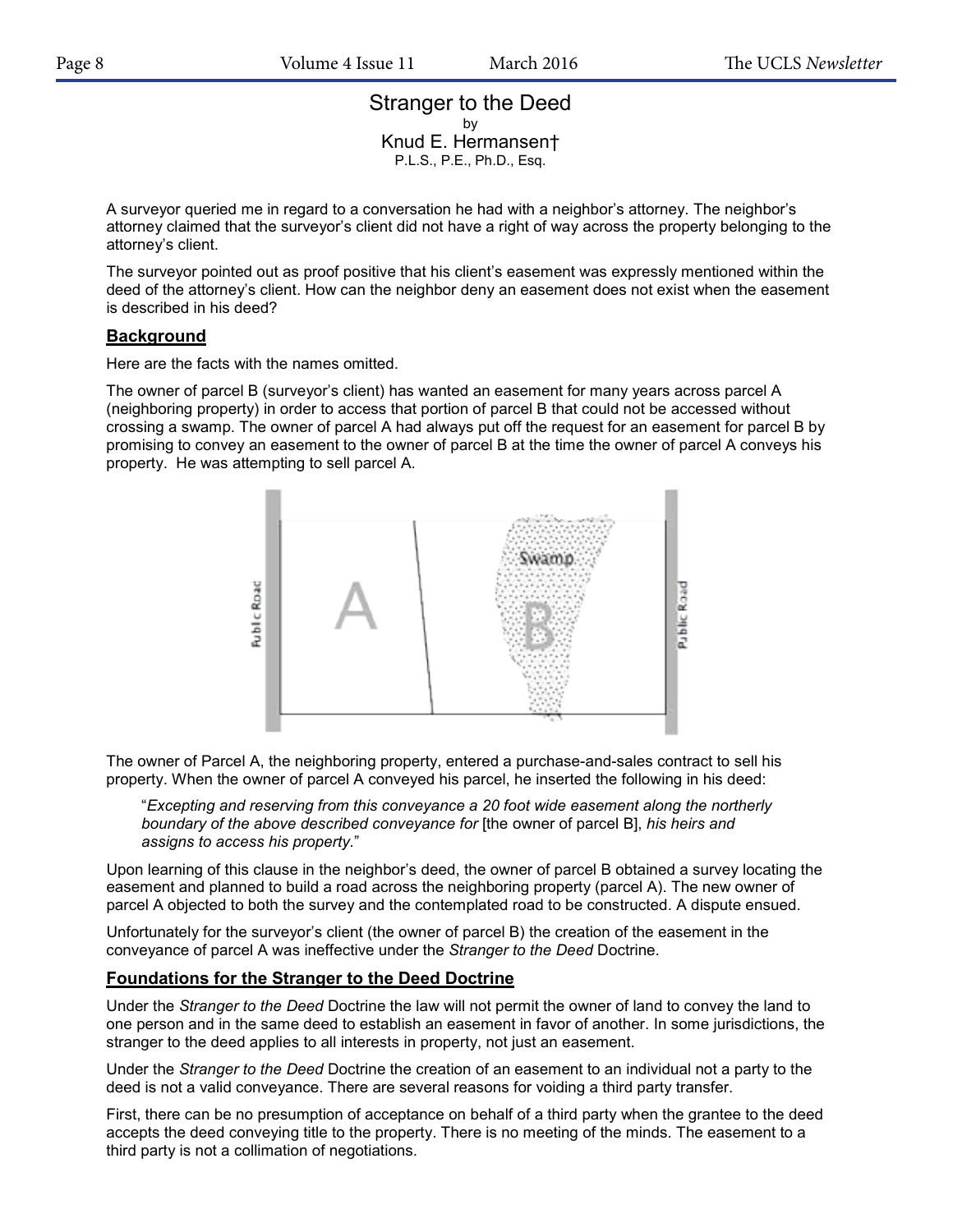# Stranger to the Deed

by

Knud E. Hermansen†

P.L.S., P.E., Ph.D., Esq.

A surveyor queried me in regard to a conversation he had with a neighbor's attorney. The neighbor's attorney claimed that the surveyor's client did not have a right of way across the property belonging to the attorney's client.

The surveyor pointed out as proof positive that his client's easement was expressly mentioned within the deed of the attorney's client. How can the neighbor deny an easement does not exist when the easement is described in his deed?

## Background

Here are the facts with the names omitted.

The owner of parcel B (surveyor's client) has wanted an easement for many years across parcel A (neighboring property) in order to access that portion of parcel B that could not be accessed without crossing a swamp. The owner of parcel A had always put off the request for an easement for parcel B by promising to convey an easement to the owner of parcel B at the time the owner of parcel A conveys his property. He was attempting to sell parcel A.

The owner of Parcel A, the neighboring property, entered a purchase-and-sales contract to sell his property. When the owner of parcel A conveyed his parcel, he inserted the following in his deed:

> "*Excepting and reserving from this conveyance a 20 foot wide easement along the northerly boundary of the above described conveyance for* [the owner of parcel B], *his heirs and assigns to access his property.*"

Upon learning of this clause in the neighbor's deed, the owner of parcel B obtained a survey locating the easement and planned to build a road across the neighboring property (parcel A). The new owner of parcel A objected to both the survey and the contemplated road to be constructed. A dispute ensued.

Unfortunately for the surveyor's client (the owner of parcel B) the creation of the easement in the conveyance of parcel A was ineffective under the *Stranger to the Deed* Doctrine.

## Foundations for the Stranger to the Deed Doctrine

Under the *Stranger to the Deed* Doctrine the law will not permit the owner of land to convey the land to one person and in the same deed to establish an easement in favor of another. In some jurisdictions, the stranger to the deed applies to all interests in property, not just an easement.

Under the *Stranger to the Deed* Doctrine the creation of an easement to an individual not a party to the deed is not a valid conveyance. There are several reasons for voiding a third party transfer.

First, there can be no presumption of acceptance on behalf of a third party when the grantee to the deed accepts the deed conveying title to the property. There is no meeting of the minds. The easement to a third party is not a collimation of negotiations.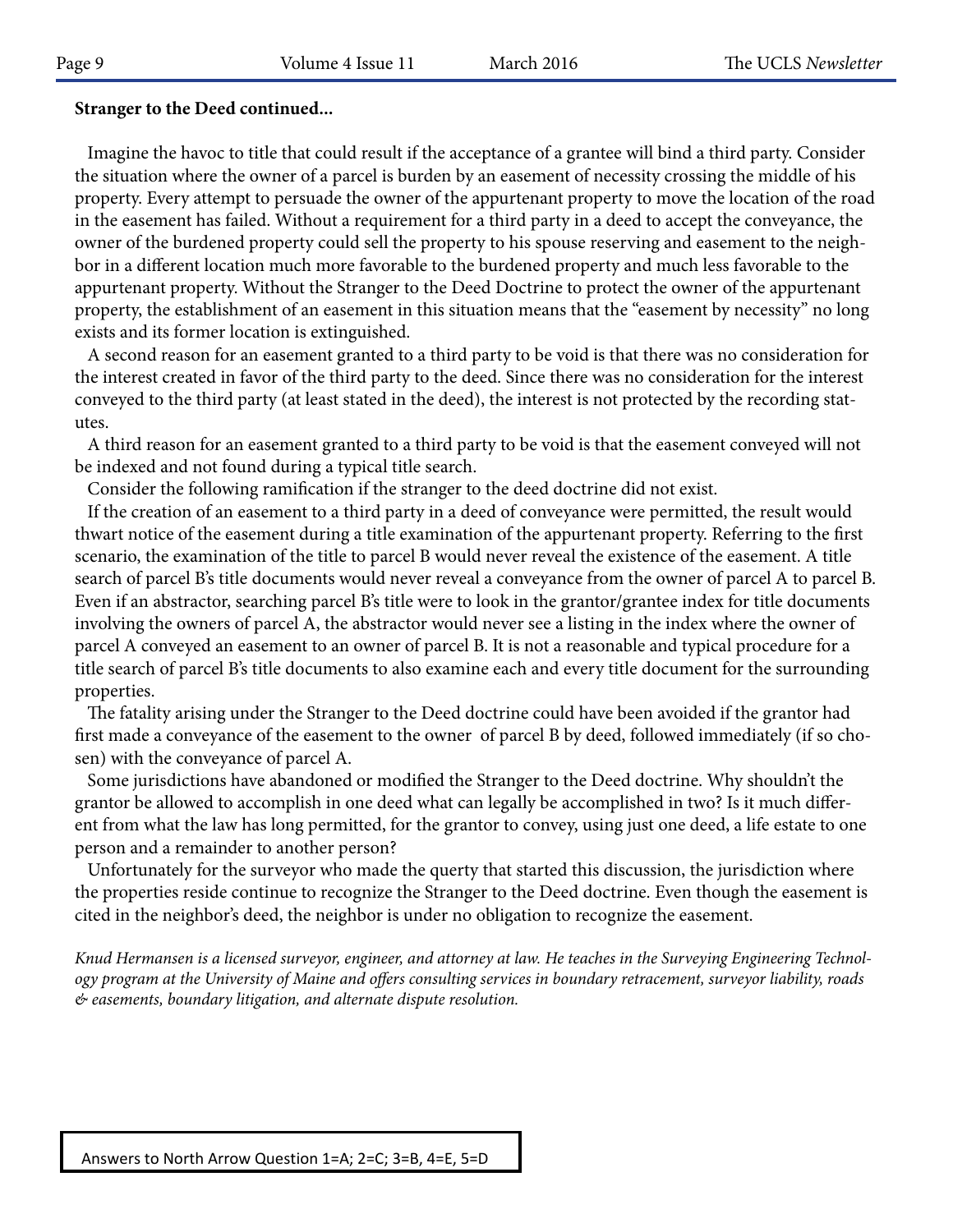**Stranger to the Deed continued...**

Imagine the havoc to title that could result if the acceptance of a grantee will bind a third party. Consider the situation where the owner of a parcel is burden by an easement of necessity crossing the middle of his property. Every attempt to persuade the owner of the appurtenant property to move the location of the road in the easement has failed. Without a requirement for a third party in a deed to accept the conveyance, the owner of the burdened property could sell the property to his spouse reserving and easement to the neighbor in a different location much more favorable to the burdened property and much less favorable to the appurtenant property. Without the Stranger to the Deed Doctrine to protect the owner of the appurtenant property, the establishment of an easement in this situation means that the "easement by necessity" no long exists and its former location is extinguished.

A second reason for an easement granted to a third party to be void is that there was no consideration for the interest created in favor of the third party to the deed. Since there was no consideration for the interest conveyed to the third party (at least stated in the deed), the interest is not protected by the recording statutes.

A third reason for an easement granted to a third party to be void is that the easement conveyed will not be indexed and not found during a typical title search.

Consider the following ramification if the stranger to the deed doctrine did not exist.

If the creation of an easement to a third party in a deed of conveyance were permitted, the result would thwart notice of the easement during a title examination of the appurtenant property. Referring to the first scenario, the examination of the title to parcel B would never reveal the existence of the easement. A title search of parcel B's title documents would never reveal a conveyance from the owner of parcel A to parcel B. Even if an abstractor, searching parcel B's title were to look in the grantor/grantee index for title documents involving the owners of parcel A, the abstractor would never see a listing in the index where the owner of parcel A conveyed an easement to an owner of parcel B. It is not a reasonable and typical procedure for a title search of parcel B's title documents to also examine each and every title document for the surrounding properties.

The fatality arising under the Stranger to the Deed doctrine could have been avoided if the grantor had first made a conveyance of the easement to the owner of parcel B by deed, followed immediately (if so chosen) with the conveyance of parcel A.

Some jurisdictions have abandoned or modified the Stranger to the Deed doctrine. Why shouldn't the grantor be allowed to accomplish in one deed what can legally be accomplished in two? Is it much different from what the law has long permitted, for the grantor to convey, using just one deed, a life estate to one person and a remainder to another person?

Unfortunately for the surveyor who made the querty that started this discussion, the jurisdiction where the properties reside continue to recognize the Stranger to the Deed doctrine. Even though the easement is cited in the neighbor's deed, the neighbor is under no obligation to recognize the easement.

*Knud Hermansen is a licensed surveyor, engineer, and attorney at law. He teaches in the Surveying Engineering Technology program at the University of Maine and offers consulting services in boundary retracement, surveyor liability, roads & easements, boundary litigation, and alternate dispute resolution.*

Answers to North Arrow Question 1=A; 2=C; 3=B, 4=E, 5=D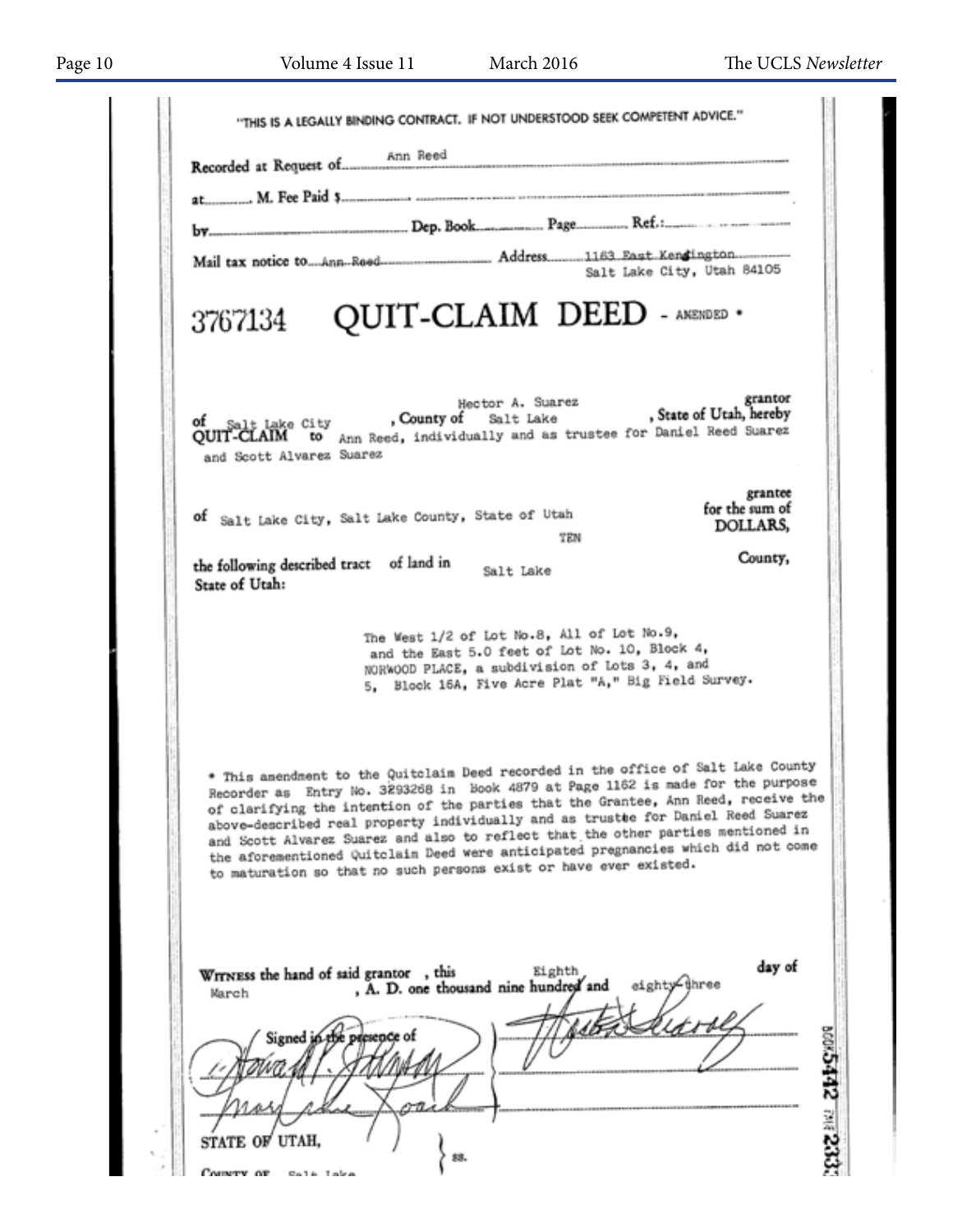"THIS IS A LEGALLY BINDING CONTRACT. IF NOT UNDERSTOOD SEEK COMPETENT ADVICE."

Recorded at Request of Ann Reed

at........ M. Fee Paid $........

by........ Dep. Book........ Page........ Ref.:........

Mail tax notice to Ann Reed Address 1163 East Kensington
Salt Lake City, Utah 84105

# 3767134 QUIT-CLAIM DEED - AMENDED *

Hector A. Suarez grantor
of Salt Lake City, County of Salt Lake, State of Utah, hereby
QUIT-CLAIM to Ann Reed, individually and as trustee for Daniel Reed Suarez and Scott Alvarez Suarez

grantee
of Salt Lake City, Salt Lake County, State of Utah for the sum of
TEN DOLLARS,

the following described tract of land in Salt Lake County,
State of Utah:

The West 1/2 of Lot No.8, All of Lot No.9, and the East 5.0 feet of Lot No. 10, Block 4, NORWOOD PLACE, a subdivision of Lots 3, 4, and 5, Block 16A, Five Acre Plat "A," Big Field Survey.

* This amendment to the Quitclaim Deed recorded in the office of Salt Lake County Recorder as Entry No. 3293268 in Book 4879 at Page 1162 is made for the purpose of clarifying the intention of the parties that the Grantee, Ann Reed, receive the above-described real property individually and as trustee for Daniel Reed Suarez and Scott Alvarez Suarez and also to reflect that the other parties mentioned in the aforementioned Quitclaim Deed were anticipated pregnancies which did not come to maturation so that no such persons exist or have ever existed.

WITNESS the hand of said grantor, this Eighth day of March, A. D. one thousand nine hundred and eighty-three

Signed in the presence of

STATE OF UTAH,
} ss.
COUNTY OF Salt Lake

BOOK 5442 PAGE 2333